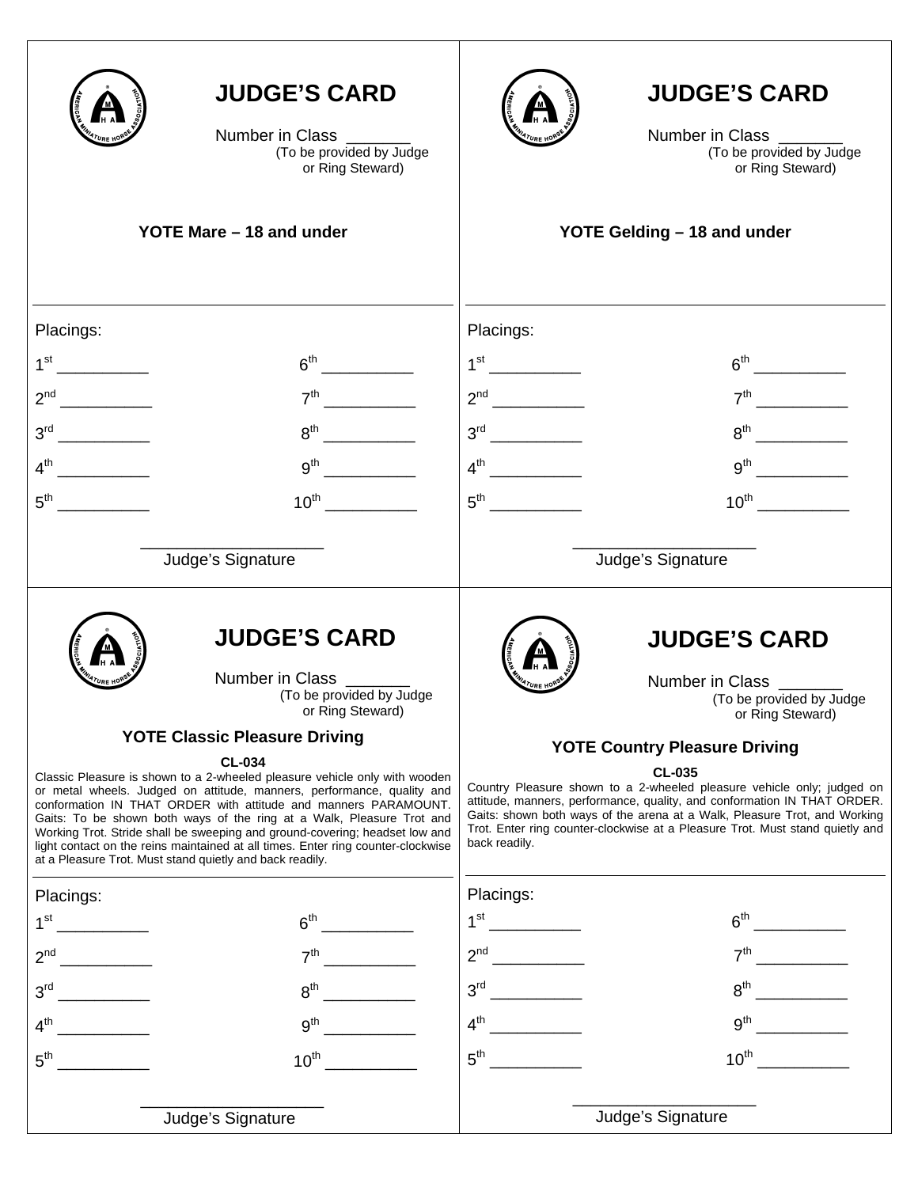## JUDGE'S CARD

Number in Class _______
(To be provided by Judge or Ring Steward)

**YOTE Mare – 18 and under**

Placings:

1st __________ 6th __________

2nd __________ 7th __________

3rd __________ 8th __________

4th __________ 9th __________

5th __________ 10th __________

____________________
Judge's Signature

## JUDGE'S CARD

Number in Class _______
(To be provided by Judge or Ring Steward)

**YOTE Gelding – 18 and under**

Placings:

1st __________ 6th __________

2nd __________ 7th __________

3rd __________ 8th __________

4th __________ 9th __________

5th __________ 10th __________

____________________
Judge's Signature

## JUDGE'S CARD

Number in Class _______
(To be provided by Judge or Ring Steward)

**YOTE Classic Pleasure Driving**

**CL-034**

Classic Pleasure is shown to a 2-wheeled pleasure vehicle only with wooden or metal wheels. Judged on attitude, manners, performance, quality and conformation IN THAT ORDER with attitude and manners PARAMOUNT. Gaits: To be shown both ways of the ring at a Walk, Pleasure Trot and Working Trot. Stride shall be sweeping and ground-covering; headset low and light contact on the reins maintained at all times. Enter ring counter-clockwise at a Pleasure Trot. Must stand quietly and back readily.

Placings:

1st __________ 6th __________

2nd __________ 7th __________

3rd __________ 8th __________

4th __________ 9th __________

5th __________ 10th __________

____________________
Judge's Signature

## JUDGE'S CARD

Number in Class _______
(To be provided by Judge or Ring Steward)

**YOTE Country Pleasure Driving**

**CL-035**

Country Pleasure shown to a 2-wheeled pleasure vehicle only; judged on attitude, manners, performance, quality, and conformation IN THAT ORDER. Gaits: shown both ways of the arena at a Walk, Pleasure Trot, and Working Trot. Enter ring counter-clockwise at a Pleasure Trot. Must stand quietly and back readily.

Placings:

1st __________ 6th __________

2nd __________ 7th __________

3rd __________ 8th __________

4th __________ 9th __________

5th __________ 10th __________

____________________
Judge's Signature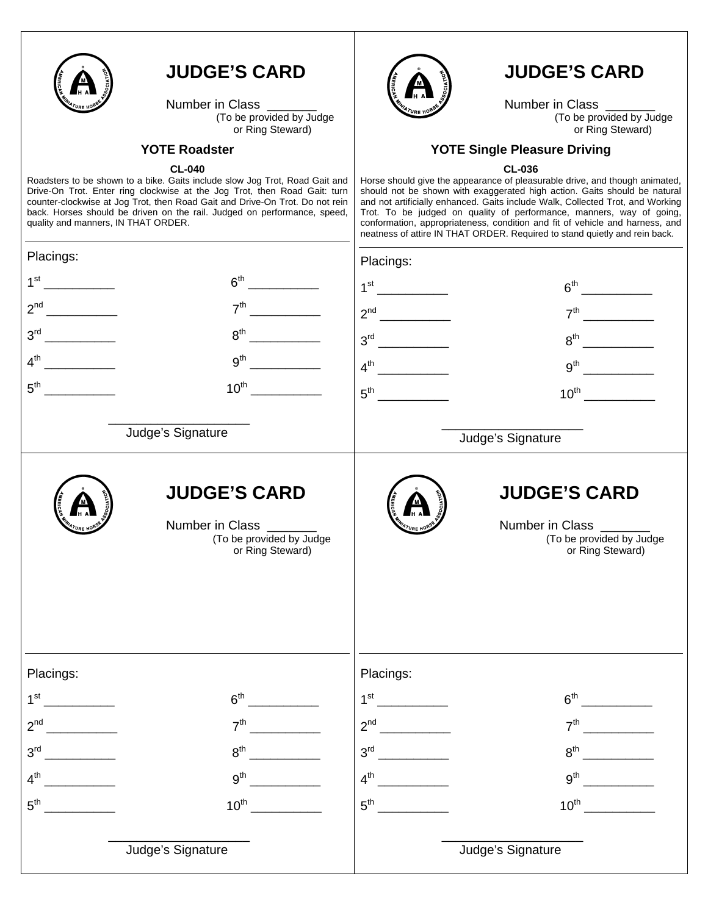## JUDGE'S CARD

Number in Class _______
(To be provided by Judge or Ring Steward)

### YOTE Roadster

**CL-040**

Roadsters to be shown to a bike. Gaits include slow Jog Trot, Road Gait and Drive-On Trot. Enter ring clockwise at the Jog Trot, then Road Gait: turn counter-clockwise at Jog Trot, then Road Gait and Drive-On Trot. Do not rein back. Horses should be driven on the rail. Judged on performance, speed, quality and manners, IN THAT ORDER.

Placings:

1st __________ 6th __________

2nd __________ 7th __________

3rd __________ 8th __________

4th __________ 9th __________

5th __________ 10th __________

____________________
Judge's Signature

## JUDGE'S CARD

Number in Class _______
(To be provided by Judge or Ring Steward)

### YOTE Single Pleasure Driving

**CL-036**

Horse should give the appearance of pleasurable drive, and though animated, should not be shown with exaggerated high action. Gaits should be natural and not artificially enhanced. Gaits include Walk, Collected Trot, and Working Trot. To be judged on quality of performance, manners, way of going, conformation, appropriateness, condition and fit of vehicle and harness, and neatness of attire IN THAT ORDER. Required to stand quietly and rein back.

Placings:

1st __________ 6th __________

2nd __________ 7th __________

3rd __________ 8th __________

4th __________ 9th __________

5th __________ 10th __________

____________________
Judge's Signature

## JUDGE'S CARD

Number in Class _______
(To be provided by Judge or Ring Steward)

Placings:

1st __________ 6th __________

2nd __________ 7th __________

3rd __________ 8th __________

4th __________ 9th __________

5th __________ 10th __________

____________________
Judge's Signature

## JUDGE'S CARD

Number in Class _______
(To be provided by Judge or Ring Steward)

Placings:

1st __________ 6th __________

2nd __________ 7th __________

3rd __________ 8th __________

4th __________ 9th __________

5th __________ 10th __________

____________________
Judge's Signature